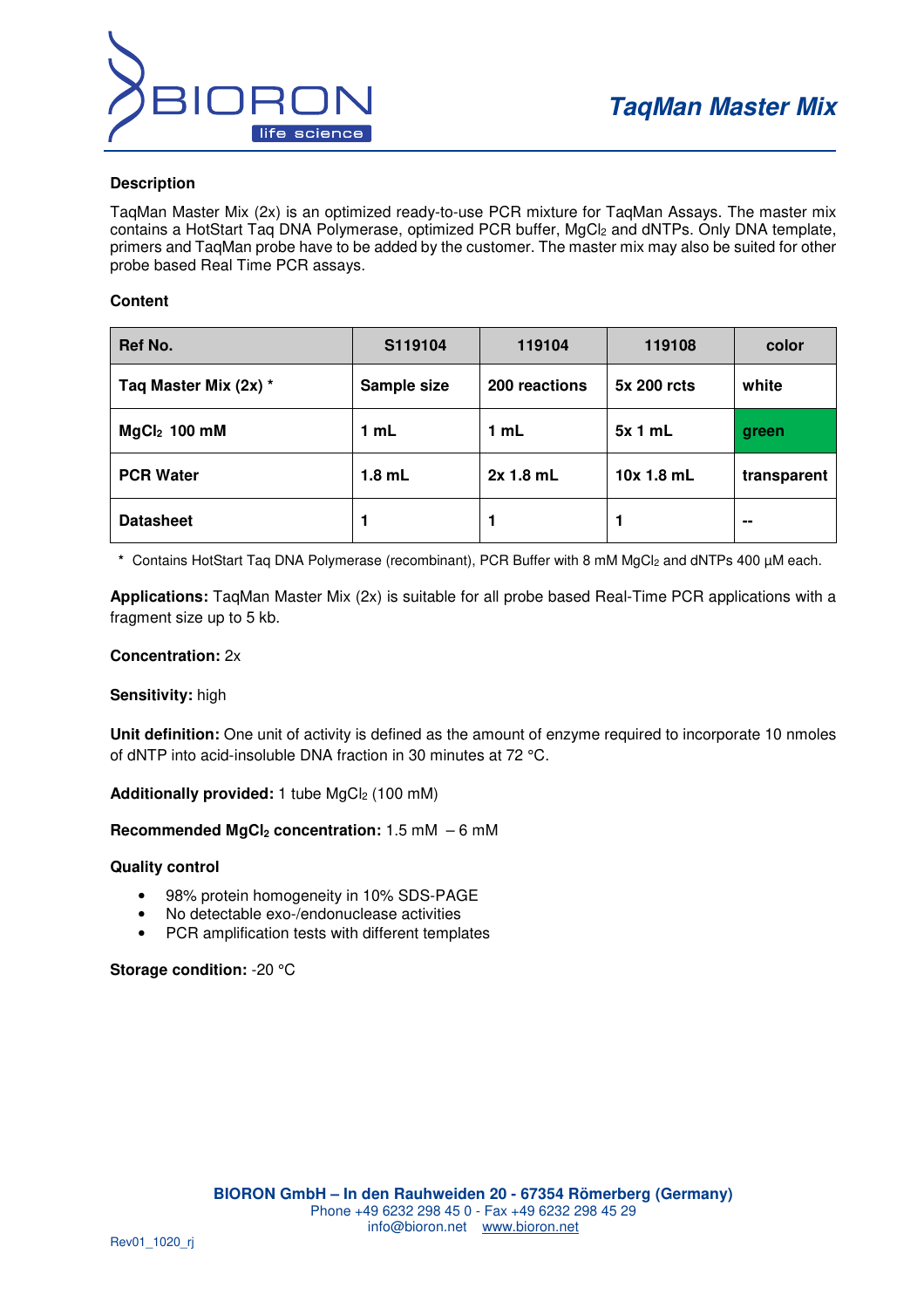# TaqMan Master Mix

**Description**

TaqMan Master Mix (2x) is an optimized ready-to-use PCR mixture for TaqMan Assays. The master mix contains a HotStart Taq DNA Polymerase, optimized PCR buffer, $MgCl_2$ and dNTPs. Only DNA template, primers and TaqMan probe have to be added by the customer. The master mix may also be suited for other probe based Real Time PCR assays.

**Content**

| Ref No. | S119104 | 119104 | 119108 | color |
|---|---|---|---|---|
| Taq Master Mix (2x) * | Sample size | 200 reactions | 5x 200 rcts | white |
| $MgCl_2$ 100 mM | 1 mL | 1 mL | 5x 1 mL | green |
| PCR Water | 1.8 mL | 2x 1.8 mL | 10x 1.8 mL | transparent |
| Datasheet | 1 | 1 | 1 | -- |

\* Contains HotStart Taq DNA Polymerase (recombinant), PCR Buffer with 8 mM $MgCl_2$ and dNTPs 400 µM each.

**Applications:** TaqMan Master Mix (2x) is suitable for all probe based Real-Time PCR applications with a fragment size up to 5 kb.

**Concentration:** 2x

**Sensitivity:** high

**Unit definition:** One unit of activity is defined as the amount of enzyme required to incorporate 10 nmoles of dNTP into acid-insoluble DNA fraction in 30 minutes at 72 °C.

**Additionally provided:** 1 tube $MgCl_2$ (100 mM)

**Recommended $MgCl_2$ concentration:** 1.5 mM – 6 mM

**Quality control**

- 98% protein homogeneity in 10% SDS-PAGE
- No detectable exo-/endonuclease activities
- PCR amplification tests with different templates

**Storage condition:** -20 °C

**BIORON GmbH – In den Rauhweiden 20 - 67354 Römerberg (Germany)**
Phone +49 6232 298 45 0 - Fax +49 6232 298 45 29
info@bioron.net www.bioron.net

Rev01_1020_rj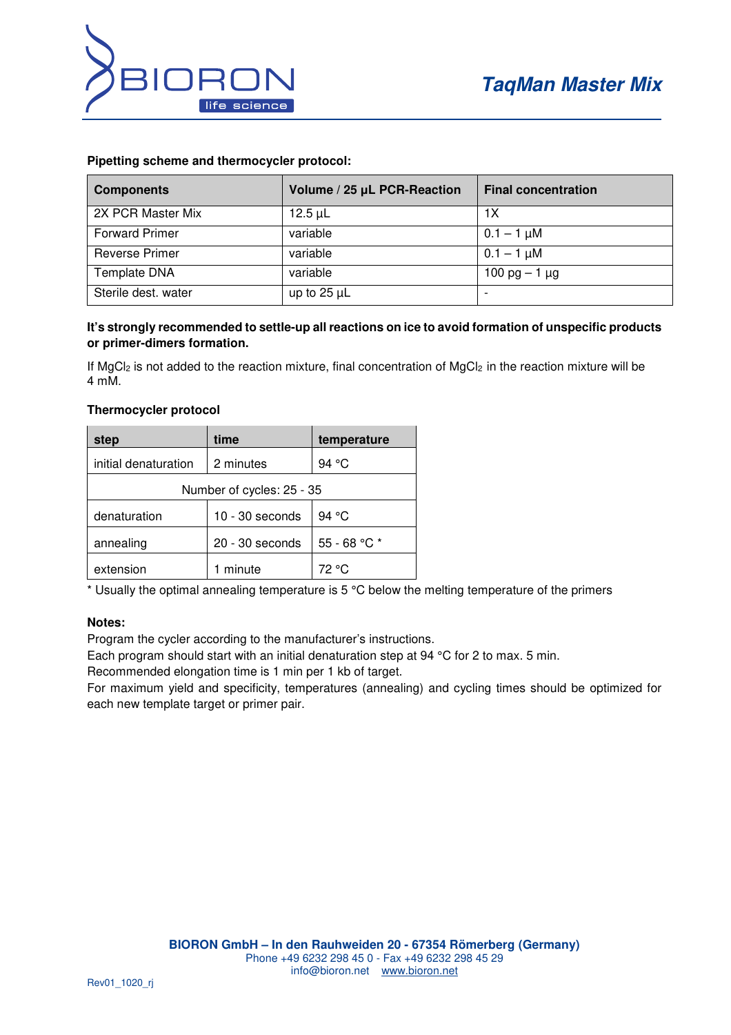**Pipetting scheme and thermocycler protocol:**

| Components | Volume / 25 µL PCR-Reaction | Final concentration |
|---|---|---|
| 2X PCR Master Mix | 12.5 µL | 1X |
| Forward Primer | variable | 0.1 – 1 µM |
| Reverse Primer | variable | 0.1 – 1 µM |
| Template DNA | variable | 100 pg – 1 µg |
| Sterile dest. water | up to 25 µL | - |

**It's strongly recommended to settle-up all reactions on ice to avoid formation of unspecific products or primer-dimers formation.**

If $MgCl_2$ is not added to the reaction mixture, final concentration of $MgCl_2$ in the reaction mixture will be 4 mM.

**Thermocycler protocol**

| step | time | temperature |
|---|---|---|
| initial denaturation | 2 minutes | 94 °C |
| Number of cycles: 25 - 35 | | |
| denaturation | 10 - 30 seconds | 94 °C |
| annealing | 20 - 30 seconds | 55 - 68 °C * |
| extension | 1 minute | 72 °C |

* Usually the optimal annealing temperature is 5 °C below the melting temperature of the primers

**Notes:**

Program the cycler according to the manufacturer's instructions.

Each program should start with an initial denaturation step at 94 °C for 2 to max. 5 min.

Recommended elongation time is 1 min per 1 kb of target.

For maximum yield and specificity, temperatures (annealing) and cycling times should be optimized for each new template target or primer pair.

**BIORON GmbH – In den Rauhweiden 20 - 67354 Römerberg (Germany)**
Phone +49 6232 298 45 0 - Fax +49 6232 298 45 29
info@bioron.net   www.bioron.net

Rev01_1020_rj